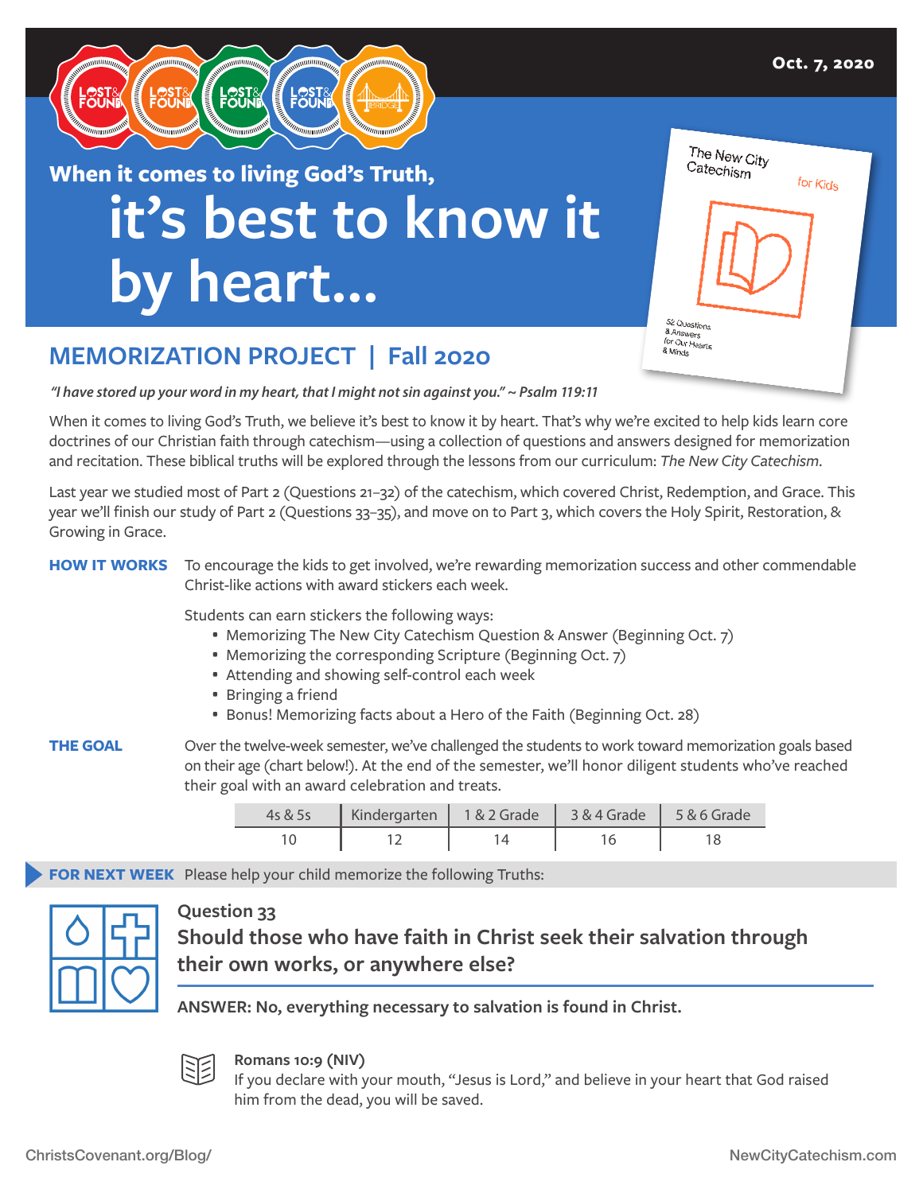Oct. 7, 2020

When it comes to living God's Truth,

# it's best to know it by heart...

## MEMORIZATION PROJECT | Fall 2020

*"I have stored up your word in my heart, that I might not sin against you." ~ Psalm 119:11*

When it comes to living God's Truth, we believe it's best to know it by heart. That's why we're excited to help kids learn core doctrines of our Christian faith through catechism—using a collection of questions and answers designed for memorization and recitation. These biblical truths will be explored through the lessons from our curriculum: *The New City Catechism*.

Last year we studied most of Part 2 (Questions 21–32) of the catechism, which covered Christ, Redemption, and Grace. This year we'll finish our study of Part 2 (Questions 33–35), and move on to Part 3, which covers the Holy Spirit, Restoration, & Growing in Grace.

**HOW IT WORKS** To encourage the kids to get involved, we're rewarding memorization success and other commendable Christ-like actions with award stickers each week.

Students can earn stickers the following ways:

- Memorizing The New City Catechism Question & Answer (Beginning Oct. 7)
- Memorizing the corresponding Scripture (Beginning Oct. 7)
- Attending and showing self-control each week
- Bringing a friend
- Bonus! Memorizing facts about a Hero of the Faith (Beginning Oct. 28)

**THE GOAL** Over the twelve-week semester, we've challenged the students to work toward memorization goals based on their age (chart below!). At the end of the semester, we'll honor diligent students who've reached their goal with an award celebration and treats.

| 4s & 5s | Kindergarten | 1 & 2 Grade | 3 & 4 Grade | 5 & 6 Grade |
|---|---|---|---|---|
| 10 | 12 | 14 | 16 | 18 |

**FOR NEXT WEEK** Please help your child memorize the following Truths:

### Question 33

**Should those who have faith in Christ seek their salvation through their own works, or anywhere else?**

**ANSWER: No, everything necessary to salvation is found in Christ.**

**Romans 10:9 (NIV)**
If you declare with your mouth, "Jesus is Lord," and believe in your heart that God raised him from the dead, you will be saved.

ChristsCovenant.org/Blog/ NewCityCatechism.com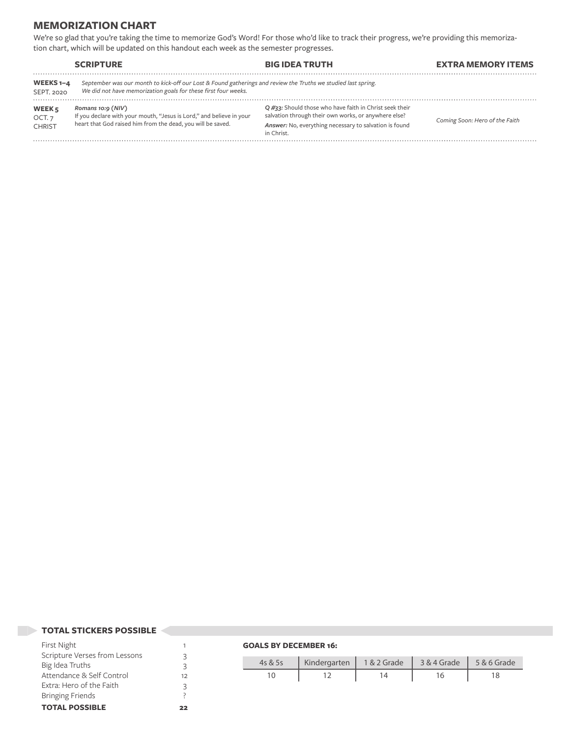## MEMORIZATION CHART

We're so glad that you're taking the time to memorize God's Word! For those who'd like to track their progress, we're providing this memorization chart, which will be updated on this handout each week as the semester progresses.

| | SCRIPTURE | BIG IDEA TRUTH | EXTRA MEMORY ITEMS |
|---|---|---|---|
| **WEEKS 1–4** SEPT. 2020 | *September was our month to kick-off our Lost & Found gatherings and review the Truths we studied last spring. We did not have memorization goals for these first four weeks.* | | |
| **WEEK 5** OCT. 7 CHRIST | ***Romans 10:9 (NIV)*** If you declare with your mouth, "Jesus is Lord," and believe in your heart that God raised him from the dead, you will be saved. | ***Q #33:*** Should those who have faith in Christ seek their salvation through their own works, or anywhere else? ***Answer:*** No, everything necessary to salvation is found in Christ. | *Coming Soon: Hero of the Faith* |

### TOTAL STICKERS POSSIBLE

| | |
|---|---|
| First Night | 1 |
| Scripture Verses from Lessons | 3 |
| Big Idea Truths | 3 |
| Attendance & Self Control | 12 |
| Extra: Hero of the Faith | 3 |
| Bringing Friends | ? |
| **TOTAL POSSIBLE** | **22** |

**GOALS BY DECEMBER 16:**

| 4s & 5s | Kindergarten | 1 & 2 Grade | 3 & 4 Grade | 5 & 6 Grade |
|---|---|---|---|---|
| 10 | 12 | 14 | 16 | 18 |